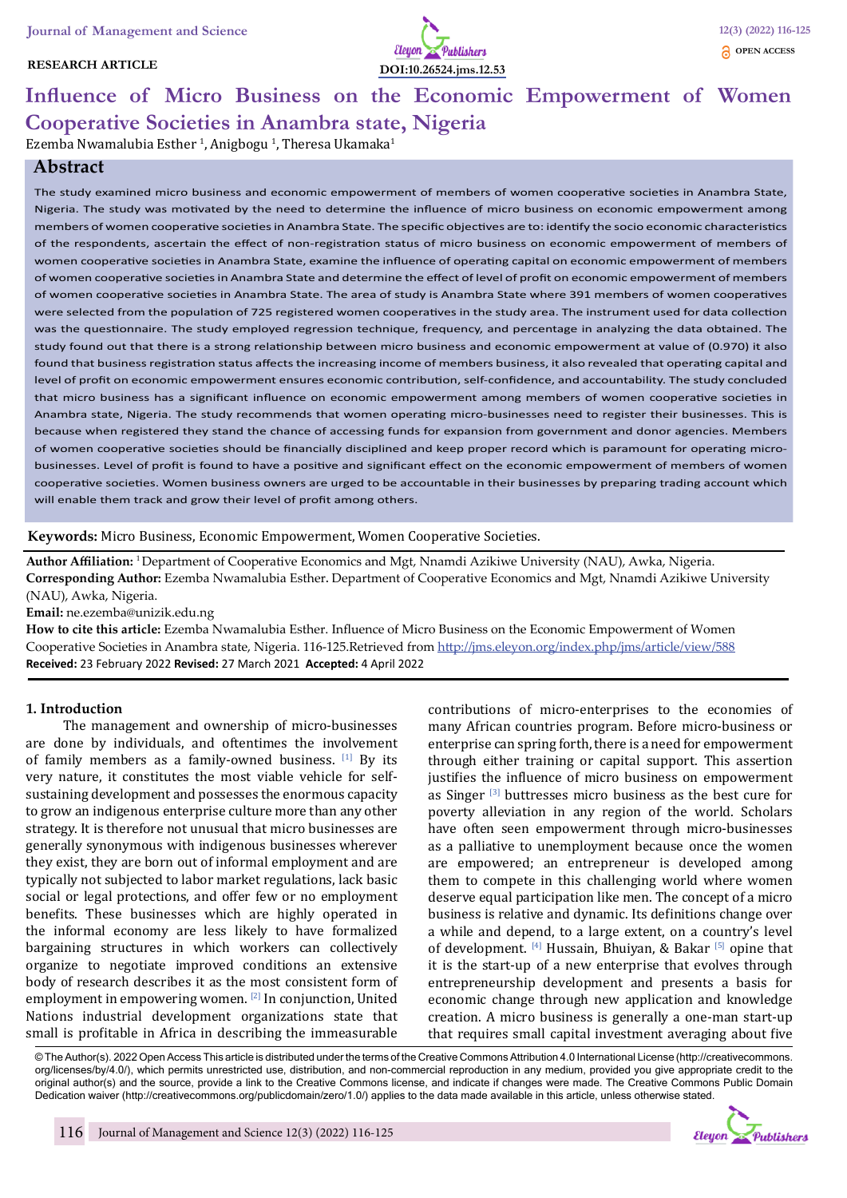RESEARCH ARTICLE

DOI:10.26524.jms.12.53

OPEN ACCESS

# Influence of Micro Business on the Economic Empowerment of Women Cooperative Societies in Anambra state, Nigeria

Ezemba Nwamalubia Esther [1], Anigbogu [1], Theresa Ukamaka[1]

## Abstract

The study examined micro business and economic empowerment of members of women cooperative societies in Anambra State, Nigeria. The study was motivated by the need to determine the influence of micro business on economic empowerment among members of women cooperative societies in Anambra State. The specific objectives are to: identify the socio economic characteristics of the respondents, ascertain the effect of non-registration status of micro business on economic empowerment of members of women cooperative societies in Anambra State, examine the influence of operating capital on economic empowerment of members of women cooperative societies in Anambra State and determine the effect of level of profit on economic empowerment of members of women cooperative societies in Anambra State. The area of study is Anambra State where 391 members of women cooperatives were selected from the population of 725 registered women cooperatives in the study area. The instrument used for data collection was the questionnaire. The study employed regression technique, frequency, and percentage in analyzing the data obtained. The study found out that there is a strong relationship between micro business and economic empowerment at value of (0.970) it also found that business registration status affects the increasing income of members business, it also revealed that operating capital and level of profit on economic empowerment ensures economic contribution, self-confidence, and accountability. The study concluded that micro business has a significant influence on economic empowerment among members of women cooperative societies in Anambra state, Nigeria. The study recommends that women operating micro-businesses need to register their businesses. This is because when registered they stand the chance of accessing funds for expansion from government and donor agencies. Members of women cooperative societies should be financially disciplined and keep proper record which is paramount for operating micro-businesses. Level of profit is found to have a positive and significant effect on the economic empowerment of members of women cooperative societies. Women business owners are urged to be accountable in their businesses by preparing trading account which will enable them track and grow their level of profit among others.

**Keywords:** Micro Business, Economic Empowerment, Women Cooperative Societies.

**Author Affiliation:** [1] Department of Cooperative Economics and Mgt, Nnamdi Azikiwe University (NAU), Awka, Nigeria.

**Corresponding Author:** Ezemba Nwamalubia Esther. Department of Cooperative Economics and Mgt, Nnamdi Azikiwe University (NAU), Awka, Nigeria.

**Email:** ne.ezemba@unizik.edu.ng

**How to cite this article:** Ezemba Nwamalubia Esther. Influence of Micro Business on the Economic Empowerment of Women Cooperative Societies in Anambra state, Nigeria. 116-125.Retrieved from http://jms.eleyon.org/index.php/jms/article/view/588

**Received:** 23 February 2022 **Revised:** 27 March 2021 **Accepted:** 4 April 2022

## 1. Introduction

The management and ownership of micro-businesses are done by individuals, and oftentimes the involvement of family members as a family-owned business. [1] By its very nature, it constitutes the most viable vehicle for self-sustaining development and possesses the enormous capacity to grow an indigenous enterprise culture more than any other strategy. It is therefore not unusual that micro businesses are generally synonymous with indigenous businesses wherever they exist, they are born out of informal employment and are typically not subjected to labor market regulations, lack basic social or legal protections, and offer few or no employment benefits. These businesses which are highly operated in the informal economy are less likely to have formalized bargaining structures in which workers can collectively organize to negotiate improved conditions an extensive body of research describes it as the most consistent form of employment in empowering women. [2] In conjunction, United Nations industrial development organizations state that small is profitable in Africa in describing the immeasurable contributions of micro-enterprises to the economies of many African countries program. Before micro-business or enterprise can spring forth, there is a need for empowerment through either training or capital support. This assertion justifies the influence of micro business on empowerment as Singer [3] buttresses micro business as the best cure for poverty alleviation in any region of the world. Scholars have often seen empowerment through micro-businesses as a palliative to unemployment because once the women are empowered; an entrepreneur is developed among them to compete in this challenging world where women deserve equal participation like men. The concept of a micro business is relative and dynamic. Its definitions change over a while and depend, to a large extent, on a country's level of development. [4] Hussain, Bhuiyan, & Bakar [5] opine that it is the start-up of a new enterprise that evolves through entrepreneurship development and presents a basis for economic change through new application and knowledge creation. A micro business is generally a one-man start-up that requires small capital investment averaging about five

© The Author(s). 2022 Open Access This article is distributed under the terms of the Creative Commons Attribution 4.0 International License (http://creativecommons.org/licenses/by/4.0/), which permits unrestricted use, distribution, and non-commercial reproduction in any medium, provided you give appropriate credit to the original author(s) and the source, provide a link to the Creative Commons license, and indicate if changes were made. The Creative Commons Public Domain Dedication waiver (http://creativecommons.org/publicdomain/zero/1.0/) applies to the data made available in this article, unless otherwise stated.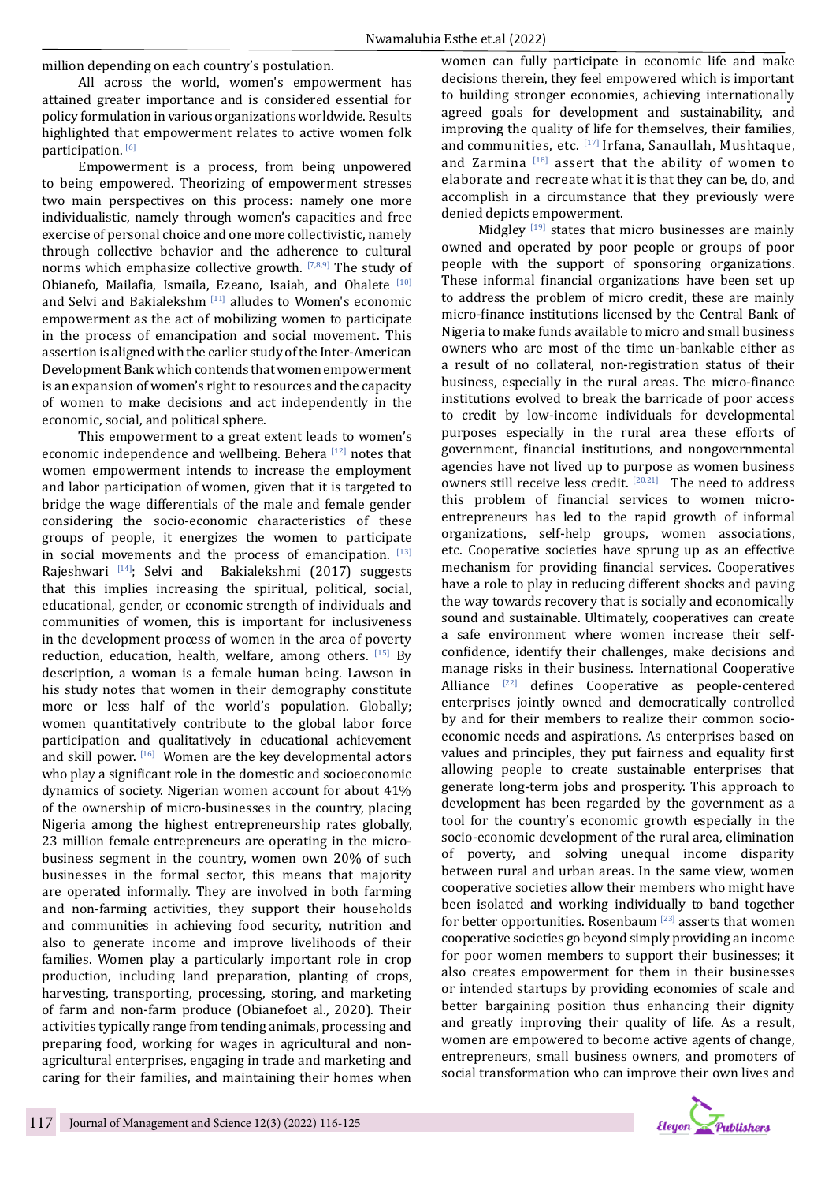million depending on each country's postulation.

All across the world, women's empowerment has attained greater importance and is considered essential for policy formulation in various organizations worldwide. Results highlighted that empowerment relates to active women folk participation. [6]

Empowerment is a process, from being unpowered to being empowered. Theorizing of empowerment stresses two main perspectives on this process: namely one more individualistic, namely through women's capacities and free exercise of personal choice and one more collectivistic, namely through collective behavior and the adherence to cultural norms which emphasize collective growth. [7,8,9] The study of Obianefo, Mailafia, Ismaila, Ezeano, Isaiah, and Ohalete [10] and Selvi and Bakialekshm [11] alludes to Women's economic empowerment as the act of mobilizing women to participate in the process of emancipation and social movement. This assertion is aligned with the earlier study of the Inter-American Development Bank which contends that women empowerment is an expansion of women's right to resources and the capacity of women to make decisions and act independently in the economic, social, and political sphere.

This empowerment to a great extent leads to women's economic independence and wellbeing. Behera [12] notes that women empowerment intends to increase the employment and labor participation of women, given that it is targeted to bridge the wage differentials of the male and female gender considering the socio-economic characteristics of these groups of people, it energizes the women to participate in social movements and the process of emancipation. [13] Rajeshwari [14]; Selvi and Bakialekshmi (2017) suggests that this implies increasing the spiritual, political, social, educational, gender, or economic strength of individuals and communities of women, this is important for inclusiveness in the development process of women in the area of poverty reduction, education, health, welfare, among others. [15] By description, a woman is a female human being. Lawson in his study notes that women in their demography constitute more or less half of the world's population. Globally; women quantitatively contribute to the global labor force participation and qualitatively in educational achievement and skill power. [16] Women are the key developmental actors who play a significant role in the domestic and socioeconomic dynamics of society. Nigerian women account for about 41% of the ownership of micro-businesses in the country, placing Nigeria among the highest entrepreneurship rates globally, 23 million female entrepreneurs are operating in the micro-business segment in the country, women own 20% of such businesses in the formal sector, this means that majority are operated informally. They are involved in both farming and non-farming activities, they support their households and communities in achieving food security, nutrition and also to generate income and improve livelihoods of their families. Women play a particularly important role in crop production, including land preparation, planting of crops, harvesting, transporting, processing, storing, and marketing of farm and non-farm produce (Obianefoet al., 2020). Their activities typically range from tending animals, processing and preparing food, working for wages in agricultural and non-agricultural enterprises, engaging in trade and marketing and caring for their families, and maintaining their homes when women can fully participate in economic life and make decisions therein, they feel empowered which is important to building stronger economies, achieving internationally agreed goals for development and sustainability, and improving the quality of life for themselves, their families, and communities, etc. [17] Irfana, Sanaullah, Mushtaque, and Zarmina [18] assert that the ability of women to elaborate and recreate what it is that they can be, do, and accomplish in a circumstance that they previously were denied depicts empowerment.

Midgley [19] states that micro businesses are mainly owned and operated by poor people or groups of poor people with the support of sponsoring organizations. These informal financial organizations have been set up to address the problem of micro credit, these are mainly micro-finance institutions licensed by the Central Bank of Nigeria to make funds available to micro and small business owners who are most of the time un-bankable either as a result of no collateral, non-registration status of their business, especially in the rural areas. The micro-finance institutions evolved to break the barricade of poor access to credit by low-income individuals for developmental purposes especially in the rural area these efforts of government, financial institutions, and nongovernmental agencies have not lived up to purpose as women business owners still receive less credit. [20,21] The need to address this problem of financial services to women micro-entrepreneurs has led to the rapid growth of informal organizations, self-help groups, women associations, etc. Cooperative societies have sprung up as an effective mechanism for providing financial services. Cooperatives have a role to play in reducing different shocks and paving the way towards recovery that is socially and economically sound and sustainable. Ultimately, cooperatives can create a safe environment where women increase their self-confidence, identify their challenges, make decisions and manage risks in their business. International Cooperative Alliance [22] defines Cooperative as people-centered enterprises jointly owned and democratically controlled by and for their members to realize their common socio-economic needs and aspirations. As enterprises based on values and principles, they put fairness and equality first allowing people to create sustainable enterprises that generate long-term jobs and prosperity. This approach to development has been regarded by the government as a tool for the country's economic growth especially in the socio-economic development of the rural area, elimination of poverty, and solving unequal income disparity between rural and urban areas. In the same view, women cooperative societies allow their members who might have been isolated and working individually to band together for better opportunities. Rosenbaum [23] asserts that women cooperative societies go beyond simply providing an income for poor women members to support their businesses; it also creates empowerment for them in their businesses or intended startups by providing economies of scale and better bargaining position thus enhancing their dignity and greatly improving their quality of life. As a result, women are empowered to become active agents of change, entrepreneurs, small business owners, and promoters of social transformation who can improve their own lives and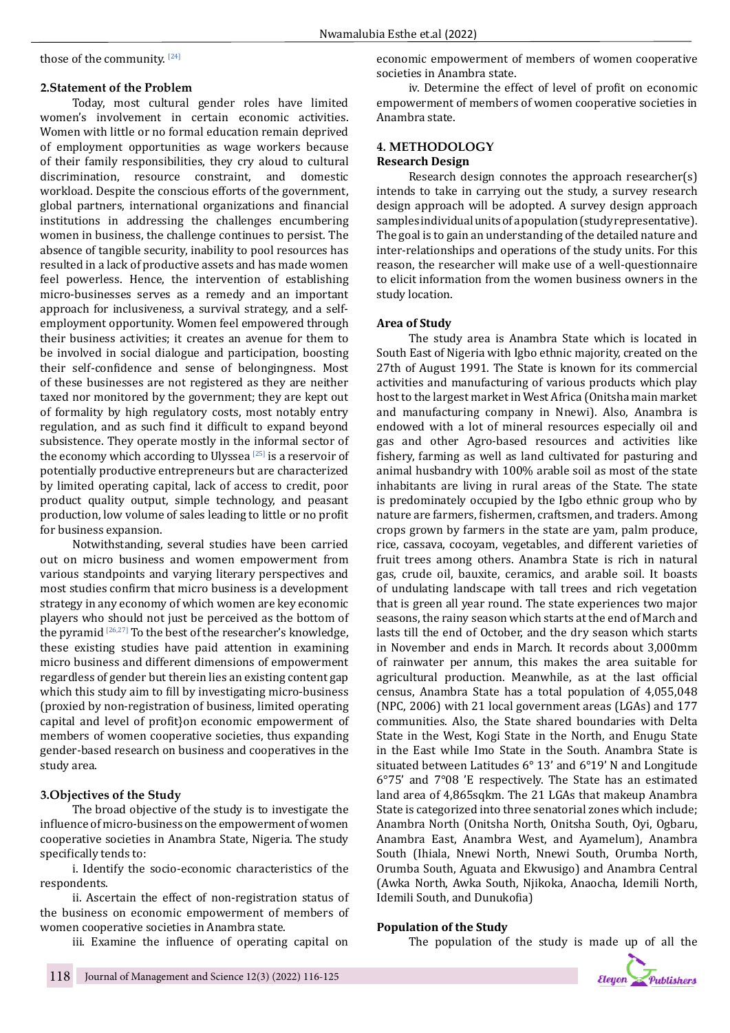those of the community. [24]

## 2.Statement of the Problem

Today, most cultural gender roles have limited women's involvement in certain economic activities. Women with little or no formal education remain deprived of employment opportunities as wage workers because of their family responsibilities, they cry aloud to cultural discrimination, resource constraint, and domestic workload. Despite the conscious efforts of the government, global partners, international organizations and financial institutions in addressing the challenges encumbering women in business, the challenge continues to persist. The absence of tangible security, inability to pool resources has resulted in a lack of productive assets and has made women feel powerless. Hence, the intervention of establishing micro-businesses serves as a remedy and an important approach for inclusiveness, a survival strategy, and a self-employment opportunity. Women feel empowered through their business activities; it creates an avenue for them to be involved in social dialogue and participation, boosting their self-confidence and sense of belongingness. Most of these businesses are not registered as they are neither taxed nor monitored by the government; they are kept out of formality by high regulatory costs, most notably entry regulation, and as such find it difficult to expand beyond subsistence. They operate mostly in the informal sector of the economy which according to Ulyssea [25] is a reservoir of potentially productive entrepreneurs but are characterized by limited operating capital, lack of access to credit, poor product quality output, simple technology, and peasant production, low volume of sales leading to little or no profit for business expansion.

Notwithstanding, several studies have been carried out on micro business and women empowerment from various standpoints and varying literary perspectives and most studies confirm that micro business is a development strategy in any economy of which women are key economic players who should not just be perceived as the bottom of the pyramid [26,27] To the best of the researcher's knowledge, these existing studies have paid attention in examining micro business and different dimensions of empowerment regardless of gender but therein lies an existing content gap which this study aim to fill by investigating micro-business (proxied by non-registration of business, limited operating capital and level of profit}on economic empowerment of members of women cooperative societies, thus expanding gender-based research on business and cooperatives in the study area.

## 3.Objectives of the Study

The broad objective of the study is to investigate the influence of micro-business on the empowerment of women cooperative societies in Anambra State, Nigeria. The study specifically tends to:

i. Identify the socio-economic characteristics of the respondents.

ii. Ascertain the effect of non-registration status of the business on economic empowerment of members of women cooperative societies in Anambra state.

iii. Examine the influence of operating capital on economic empowerment of members of women cooperative societies in Anambra state.

iv. Determine the effect of level of profit on economic empowerment of members of women cooperative societies in Anambra state.

## 4. METHODOLOGY

### Research Design

Research design connotes the approach researcher(s) intends to take in carrying out the study, a survey research design approach will be adopted. A survey design approach samples individual units of a population (study representative). The goal is to gain an understanding of the detailed nature and inter-relationships and operations of the study units. For this reason, the researcher will make use of a well-questionnaire to elicit information from the women business owners in the study location.

### Area of Study

The study area is Anambra State which is located in South East of Nigeria with Igbo ethnic majority, created on the 27th of August 1991. The State is known for its commercial activities and manufacturing of various products which play host to the largest market in West Africa (Onitsha main market and manufacturing company in Nnewi). Also, Anambra is endowed with a lot of mineral resources especially oil and gas and other Agro-based resources and activities like fishery, farming as well as land cultivated for pasturing and animal husbandry with 100% arable soil as most of the state inhabitants are living in rural areas of the State. The state is predominately occupied by the Igbo ethnic group who by nature are farmers, fishermen, craftsmen, and traders. Among crops grown by farmers in the state are yam, palm produce, rice, cassava, cocoyam, vegetables, and different varieties of fruit trees among others. Anambra State is rich in natural gas, crude oil, bauxite, ceramics, and arable soil. It boasts of undulating landscape with tall trees and rich vegetation that is green all year round. The state experiences two major seasons, the rainy season which starts at the end of March and lasts till the end of October, and the dry season which starts in November and ends in March. It records about 3,000mm of rainwater per annum, this makes the area suitable for agricultural production. Meanwhile, as at the last official census, Anambra State has a total population of 4,055,048 (NPC, 2006) with 21 local government areas (LGAs) and 177 communities. Also, the State shared boundaries with Delta State in the West, Kogi State in the North, and Enugu State in the East while Imo State in the South. Anambra State is situated between Latitudes 6° 13' and 6°19' N and Longitude 6°75' and 7°08 'E respectively. The State has an estimated land area of 4,865sqkm. The 21 LGAs that makeup Anambra State is categorized into three senatorial zones which include; Anambra North (Onitsha North, Onitsha South, Oyi, Ogbaru, Anambra East, Anambra West, and Ayamelum), Anambra South (Ihiala, Nnewi North, Nnewi South, Orumba North, Orumba South, Aguata and Ekwusigo) and Anambra Central (Awka North, Awka South, Njikoka, Anaocha, Idemili North, Idemili South, and Dunukofia)

### Population of the Study

The population of the study is made up of all the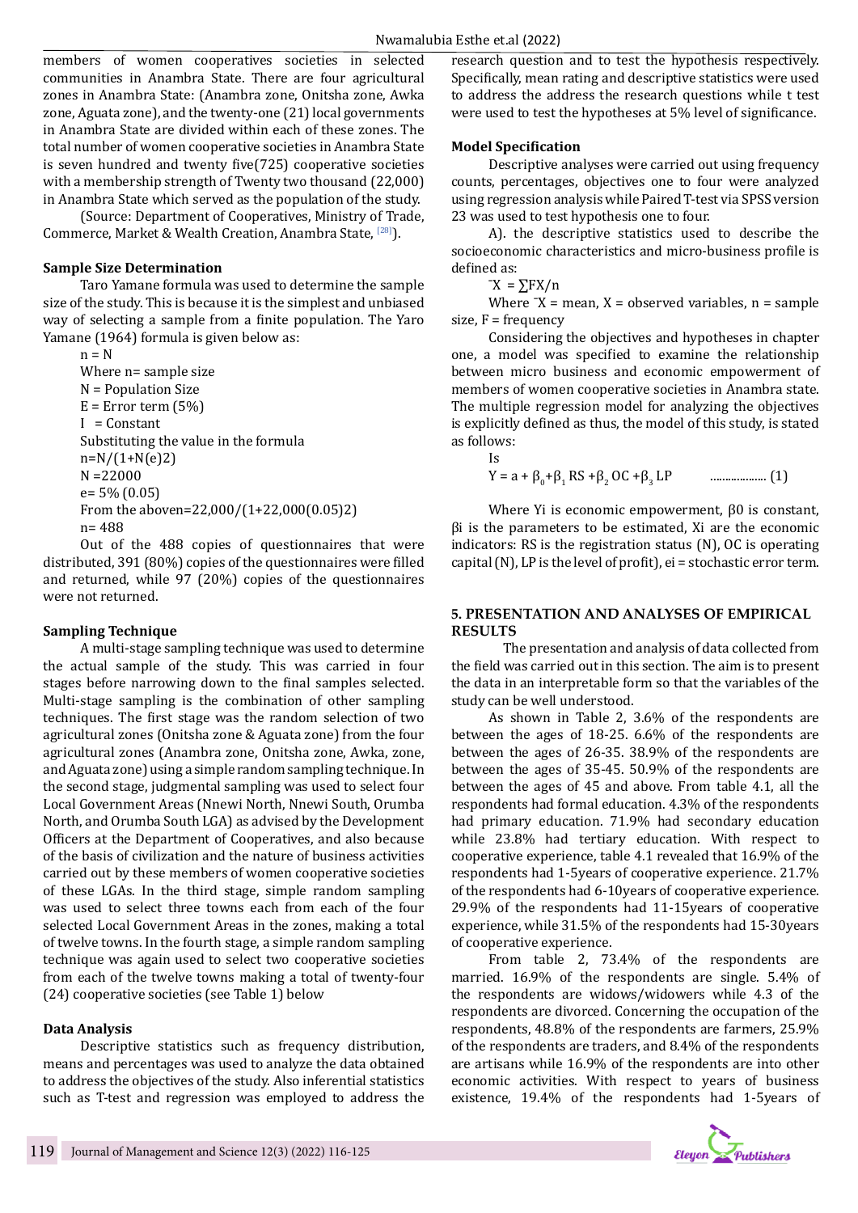members of women cooperatives societies in selected communities in Anambra State. There are four agricultural zones in Anambra State: (Anambra zone, Onitsha zone, Awka zone, Aguata zone), and the twenty-one (21) local governments in Anambra State are divided within each of these zones. The total number of women cooperative societies in Anambra State is seven hundred and twenty five(725) cooperative societies with a membership strength of Twenty two thousand (22,000) in Anambra State which served as the population of the study.

(Source: Department of Cooperatives, Ministry of Trade, Commerce, Market & Wealth Creation, Anambra State, [28]).

### Sample Size Determination

Taro Yamane formula was used to determine the sample size of the study. This is because it is the simplest and unbiased way of selecting a sample from a finite population. The Yaro Yamane (1964) formula is given below as:

n = N

Where n= sample size

N = Population Size

E = Error term (5%)

I = Constant

Substituting the value in the formula

$n=N/(1+N(e)2)$

N =22000

e= 5% (0.05)

From the aboven=22,000/(1+22,000(0.05)2)

n= 488

Out of the 488 copies of questionnaires that were distributed, 391 (80%) copies of the questionnaires were filled and returned, while 97 (20%) copies of the questionnaires were not returned.

### Sampling Technique

A multi-stage sampling technique was used to determine the actual sample of the study. This was carried in four stages before narrowing down to the final samples selected. Multi-stage sampling is the combination of other sampling techniques. The first stage was the random selection of two agricultural zones (Onitsha zone & Aguata zone) from the four agricultural zones (Anambra zone, Onitsha zone, Awka, zone, and Aguata zone) using a simple random sampling technique. In the second stage, judgmental sampling was used to select four Local Government Areas (Nnewi North, Nnewi South, Orumba North, and Orumba South LGA) as advised by the Development Officers at the Department of Cooperatives, and also because of the basis of civilization and the nature of business activities carried out by these members of women cooperative societies of these LGAs. In the third stage, simple random sampling was used to select three towns each from each of the four selected Local Government Areas in the zones, making a total of twelve towns. In the fourth stage, a simple random sampling technique was again used to select two cooperative societies from each of the twelve towns making a total of twenty-four (24) cooperative societies (see Table 1) below

### Data Analysis

Descriptive statistics such as frequency distribution, means and percentages was used to analyze the data obtained to address the objectives of the study. Also inferential statistics such as T-test and regression was employed to address the research question and to test the hypothesis respectively. Specifically, mean rating and descriptive statistics were used to address the address the research questions while t test were used to test the hypotheses at 5% level of significance.

### Model Specification

Descriptive analyses were carried out using frequency counts, percentages, objectives one to four were analyzed using regression analysis while Paired T-test via SPSS version 23 was used to test hypothesis one to four.

A). the descriptive statistics used to describe the socioeconomic characteristics and micro-business profile is defined as:

$\bar{X} = \sum FX/n$

Where $\bar{X}$ = mean, X = observed variables, n = sample size, F = frequency

Considering the objectives and hypotheses in chapter one, a model was specified to examine the relationship between micro business and economic empowerment of members of women cooperative societies in Anambra state. The multiple regression model for analyzing the objectives is explicitly defined as thus, the model of this study, is stated as follows:

Is

$$Y = a + \beta_0 + \beta_1 RS + \beta_2 OC + \beta_3 LP \quad \text{.................. (1)}$$

Where Yi is economic empowerment, β0 is constant, βi is the parameters to be estimated, Xi are the economic indicators: RS is the registration status (N), OC is operating capital (N), LP is the level of profit), ei = stochastic error term.

## 5. PRESENTATION AND ANALYSES OF EMPIRICAL RESULTS

The presentation and analysis of data collected from the field was carried out in this section. The aim is to present the data in an interpretable form so that the variables of the study can be well understood.

As shown in Table 2, 3.6% of the respondents are between the ages of 18-25. 6.6% of the respondents are between the ages of 26-35. 38.9% of the respondents are between the ages of 35-45. 50.9% of the respondents are between the ages of 45 and above. From table 4.1, all the respondents had formal education. 4.3% of the respondents had primary education. 71.9% had secondary education while 23.8% had tertiary education. With respect to cooperative experience, table 4.1 revealed that 16.9% of the respondents had 1-5years of cooperative experience. 21.7% of the respondents had 6-10years of cooperative experience. 29.9% of the respondents had 11-15years of cooperative experience, while 31.5% of the respondents had 15-30years of cooperative experience.

From table 2, 73.4% of the respondents are married. 16.9% of the respondents are single. 5.4% of the respondents are widows/widowers while 4.3 of the respondents are divorced. Concerning the occupation of the respondents, 48.8% of the respondents are farmers, 25.9% of the respondents are traders, and 8.4% of the respondents are artisans while 16.9% of the respondents are into other economic activities. With respect to years of business existence, 19.4% of the respondents had 1-5years of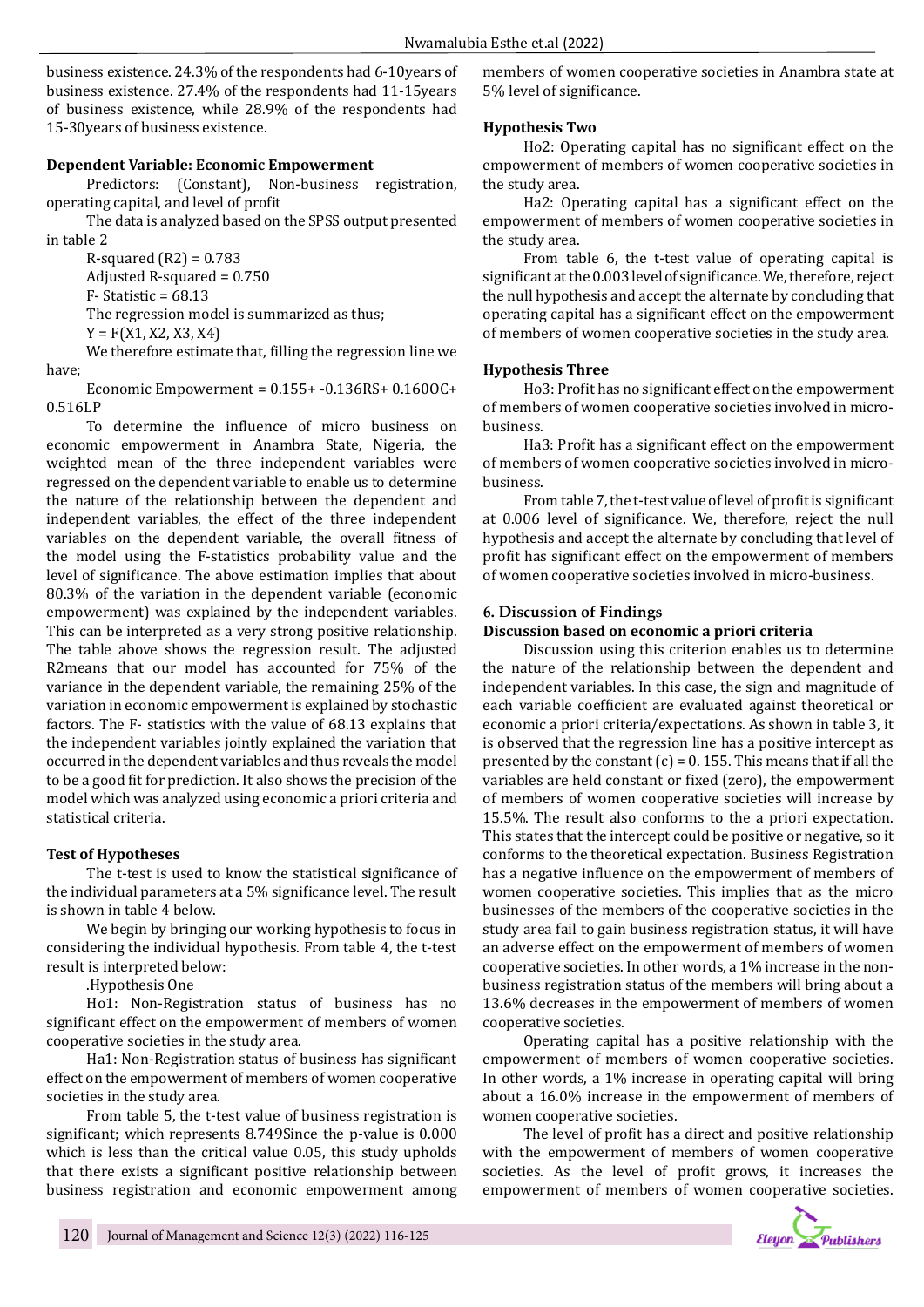business existence. 24.3% of the respondents had 6-10years of business existence. 27.4% of the respondents had 11-15years of business existence, while 28.9% of the respondents had 15-30years of business existence.

**Dependent Variable: Economic Empowerment**

Predictors: (Constant), Non-business registration, operating capital, and level of profit

The data is analyzed based on the SPSS output presented in table 2

R-squared (R2) = 0.783

Adjusted R-squared = 0.750

F- Statistic = 68.13

The regression model is summarized as thus;

Y = F(X1, X2, X3, X4)

We therefore estimate that, filling the regression line we have;

Economic Empowerment = 0.155+ -0.136RS+ 0.160OC+ 0.516LP

To determine the influence of micro business on economic empowerment in Anambra State, Nigeria, the weighted mean of the three independent variables were regressed on the dependent variable to enable us to determine the nature of the relationship between the dependent and independent variables, the effect of the three independent variables on the dependent variable, the overall fitness of the model using the F-statistics probability value and the level of significance. The above estimation implies that about 80.3% of the variation in the dependent variable (economic empowerment) was explained by the independent variables. This can be interpreted as a very strong positive relationship. The table above shows the regression result. The adjusted R2means that our model has accounted for 75% of the variance in the dependent variable, the remaining 25% of the variation in economic empowerment is explained by stochastic factors. The F- statistics with the value of 68.13 explains that the independent variables jointly explained the variation that occurred in the dependent variables and thus reveals the model to be a good fit for prediction. It also shows the precision of the model which was analyzed using economic a priori criteria and statistical criteria.

**Test of Hypotheses**

The t-test is used to know the statistical significance of the individual parameters at a 5% significance level. The result is shown in table 4 below.

We begin by bringing our working hypothesis to focus in considering the individual hypothesis. From table 4, the t-test result is interpreted below:

.Hypothesis One

Ho1: Non-Registration status of business has no significant effect on the empowerment of members of women cooperative societies in the study area.

Ha1: Non-Registration status of business has significant effect on the empowerment of members of women cooperative societies in the study area.

From table 5, the t-test value of business registration is significant; which represents 8.749Since the p-value is 0.000 which is less than the critical value 0.05, this study upholds that there exists a significant positive relationship between business registration and economic empowerment among members of women cooperative societies in Anambra state at 5% level of significance.

**Hypothesis Two**

Ho2: Operating capital has no significant effect on the empowerment of members of women cooperative societies in the study area.

Ha2: Operating capital has a significant effect on the empowerment of members of women cooperative societies in the study area.

From table 6, the t-test value of operating capital is significant at the 0.003 level of significance. We, therefore, reject the null hypothesis and accept the alternate by concluding that operating capital has a significant effect on the empowerment of members of women cooperative societies in the study area.

**Hypothesis Three**

Ho3: Profit has no significant effect on the empowerment of members of women cooperative societies involved in micro-business.

Ha3: Profit has a significant effect on the empowerment of members of women cooperative societies involved in micro-business.

From table 7, the t-test value of level of profit is significant at 0.006 level of significance. We, therefore, reject the null hypothesis and accept the alternate by concluding that level of profit has significant effect on the empowerment of members of women cooperative societies involved in micro-business.

## 6. Discussion of Findings

### Discussion based on economic a priori criteria

Discussion using this criterion enables us to determine the nature of the relationship between the dependent and independent variables. In this case, the sign and magnitude of each variable coefficient are evaluated against theoretical or economic a priori criteria/expectations. As shown in table 3, it is observed that the regression line has a positive intercept as presented by the constant (c) = 0. 155. This means that if all the variables are held constant or fixed (zero), the empowerment of members of women cooperative societies will increase by 15.5%. The result also conforms to the a priori expectation. This states that the intercept could be positive or negative, so it conforms to the theoretical expectation. Business Registration has a negative influence on the empowerment of members of women cooperative societies. This implies that as the micro businesses of the members of the cooperative societies in the study area fail to gain business registration status, it will have an adverse effect on the empowerment of members of women cooperative societies. In other words, a 1% increase in the non-business registration status of the members will bring about a 13.6% decreases in the empowerment of members of women cooperative societies.

Operating capital has a positive relationship with the empowerment of members of women cooperative societies. In other words, a 1% increase in operating capital will bring about a 16.0% increase in the empowerment of members of women cooperative societies.

The level of profit has a direct and positive relationship with the empowerment of members of women cooperative societies. As the level of profit grows, it increases the empowerment of members of women cooperative societies.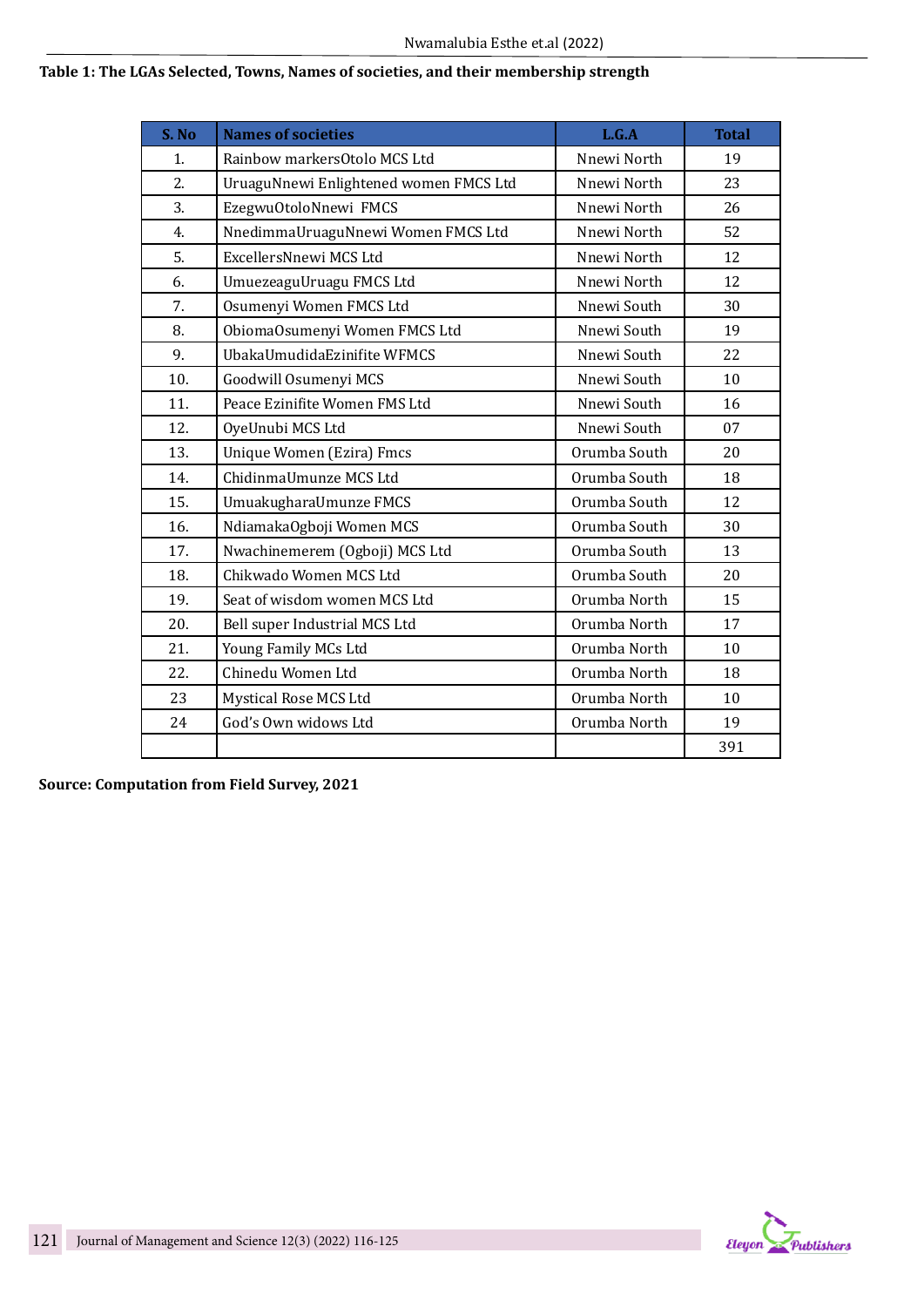**Table 1: The LGAs Selected, Towns, Names of societies, and their membership strength**

| S. No | Names of societies | L.G.A | Total |
|---|---|---|---|
| 1. | Rainbow markersOtolo MCS Ltd | Nnewi North | 19 |
| 2. | UruaguNnewi Enlightened women FMCS Ltd | Nnewi North | 23 |
| 3. | EzegwuOtoloNnewi FMCS | Nnewi North | 26 |
| 4. | NnedimmaUruaguNnewi Women FMCS Ltd | Nnewi North | 52 |
| 5. | ExcellersNnewi MCS Ltd | Nnewi North | 12 |
| 6. | UmuezeaguUruagu FMCS Ltd | Nnewi North | 12 |
| 7. | Osumenyi Women FMCS Ltd | Nnewi South | 30 |
| 8. | ObiomaOsumenyi Women FMCS Ltd | Nnewi South | 19 |
| 9. | UbakaUmudidaEzinifite WFMCS | Nnewi South | 22 |
| 10. | Goodwill Osumenyi MCS | Nnewi South | 10 |
| 11. | Peace Ezinifite Women FMS Ltd | Nnewi South | 16 |
| 12. | OyeUnubi MCS Ltd | Nnewi South | 07 |
| 13. | Unique Women (Ezira) Fmcs | Orumba South | 20 |
| 14. | ChidinmaUmunze MCS Ltd | Orumba South | 18 |
| 15. | UmuakugharaUmunze FMCS | Orumba South | 12 |
| 16. | NdiamakaOgboji Women MCS | Orumba South | 30 |
| 17. | Nwachinemerem (Ogboji) MCS Ltd | Orumba South | 13 |
| 18. | Chikwado Women MCS Ltd | Orumba South | 20 |
| 19. | Seat of wisdom women MCS Ltd | Orumba North | 15 |
| 20. | Bell super Industrial MCS Ltd | Orumba North | 17 |
| 21. | Young Family MCs Ltd | Orumba North | 10 |
| 22. | Chinedu Women Ltd | Orumba North | 18 |
| 23 | Mystical Rose MCS Ltd | Orumba North | 10 |
| 24 | God's Own widows Ltd | Orumba North | 19 |
| | | | 391 |

**Source: Computation from Field Survey, 2021**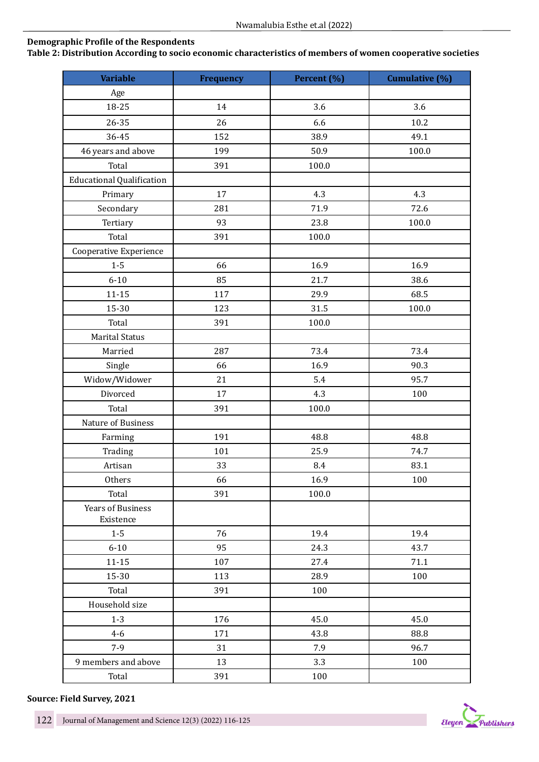**Demographic Profile of the Respondents**

**Table 2: Distribution According to socio economic characteristics of members of women cooperative societies**

| Variable | Frequency | Percent (%) | Cumulative (%) |
|---|---|---|---|
| Age | | | |
| 18-25 | 14 | 3.6 | 3.6 |
| 26-35 | 26 | 6.6 | 10.2 |
| 36-45 | 152 | 38.9 | 49.1 |
| 46 years and above | 199 | 50.9 | 100.0 |
| Total | 391 | 100.0 | |
| Educational Qualification | | | |
| Primary | 17 | 4.3 | 4.3 |
| Secondary | 281 | 71.9 | 72.6 |
| Tertiary | 93 | 23.8 | 100.0 |
| Total | 391 | 100.0 | |
| Cooperative Experience | | | |
| 1-5 | 66 | 16.9 | 16.9 |
| 6-10 | 85 | 21.7 | 38.6 |
| 11-15 | 117 | 29.9 | 68.5 |
| 15-30 | 123 | 31.5 | 100.0 |
| Total | 391 | 100.0 | |
| Marital Status | | | |
| Married | 287 | 73.4 | 73.4 |
| Single | 66 | 16.9 | 90.3 |
| Widow/Widower | 21 | 5.4 | 95.7 |
| Divorced | 17 | 4.3 | 100 |
| Total | 391 | 100.0 | |
| Nature of Business | | | |
| Farming | 191 | 48.8 | 48.8 |
| Trading | 101 | 25.9 | 74.7 |
| Artisan | 33 | 8.4 | 83.1 |
| Others | 66 | 16.9 | 100 |
| Total | 391 | 100.0 | |
| Years of Business Existence | | | |
| 1-5 | 76 | 19.4 | 19.4 |
| 6-10 | 95 | 24.3 | 43.7 |
| 11-15 | 107 | 27.4 | 71.1 |
| 15-30 | 113 | 28.9 | 100 |
| Total | 391 | 100 | |
| Household size | | | |
| 1-3 | 176 | 45.0 | 45.0 |
| 4-6 | 171 | 43.8 | 88.8 |
| 7-9 | 31 | 7.9 | 96.7 |
| 9 members and above | 13 | 3.3 | 100 |
| Total | 391 | 100 | |

**Source: Field Survey, 2021**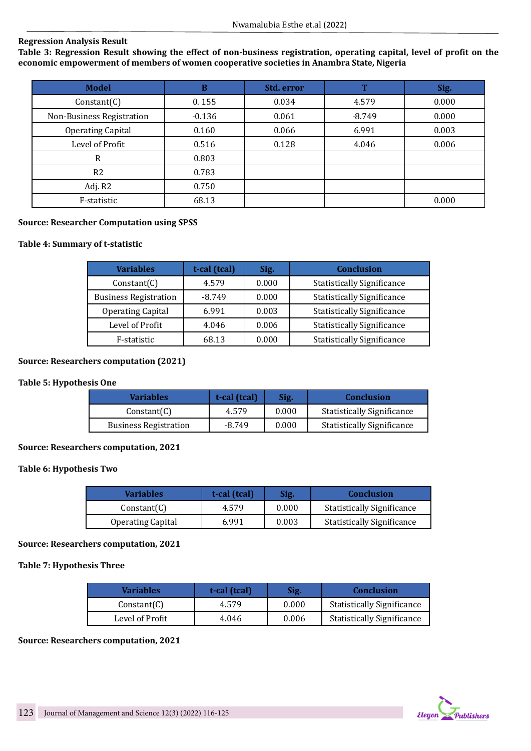**Regression Analysis Result**

**Table 3: Regression Result showing the effect of non-business registration, operating capital, level of profit on the economic empowerment of members of women cooperative societies in Anambra State, Nigeria**

| Model | B | Std. error | T | Sig. |
|---|---|---|---|---|
| Constant(C) | 0. 155 | 0.034 | 4.579 | 0.000 |
| Non-Business Registration | -0.136 | 0.061 | -8.749 | 0.000 |
| Operating Capital | 0.160 | 0.066 | 6.991 | 0.003 |
| Level of Profit | 0.516 | 0.128 | 4.046 | 0.006 |
| R | 0.803 | | | |
| R2 | 0.783 | | | |
| Adj. R2 | 0.750 | | | |
| F-statistic | 68.13 | | | 0.000 |

**Source: Researcher Computation using SPSS**

**Table 4: Summary of t-statistic**

| Variables | t-cal (tcal) | Sig. | Conclusion |
|---|---|---|---|
| Constant(C) | 4.579 | 0.000 | Statistically Significance |
| Business Registration | -8.749 | 0.000 | Statistically Significance |
| Operating Capital | 6.991 | 0.003 | Statistically Significance |
| Level of Profit | 4.046 | 0.006 | Statistically Significance |
| F-statistic | 68.13 | 0.000 | Statistically Significance |

**Source: Researchers computation (2021)**

**Table 5: Hypothesis One**

| Variables | t-cal (tcal) | Sig. | Conclusion |
|---|---|---|---|
| Constant(C) | 4.579 | 0.000 | Statistically Significance |
| Business Registration | -8.749 | 0.000 | Statistically Significance |

**Source: Researchers computation, 2021**

**Table 6: Hypothesis Two**

| Variables | t-cal (tcal) | Sig. | Conclusion |
|---|---|---|---|
| Constant(C) | 4.579 | 0.000 | Statistically Significance |
| Operating Capital | 6.991 | 0.003 | Statistically Significance |

**Source: Researchers computation, 2021**

**Table 7: Hypothesis Three**

| Variables | t-cal (tcal) | Sig. | Conclusion |
|---|---|---|---|
| Constant(C) | 4.579 | 0.000 | Statistically Significance |
| Level of Profit | 4.046 | 0.006 | Statistically Significance |

**Source: Researchers computation, 2021**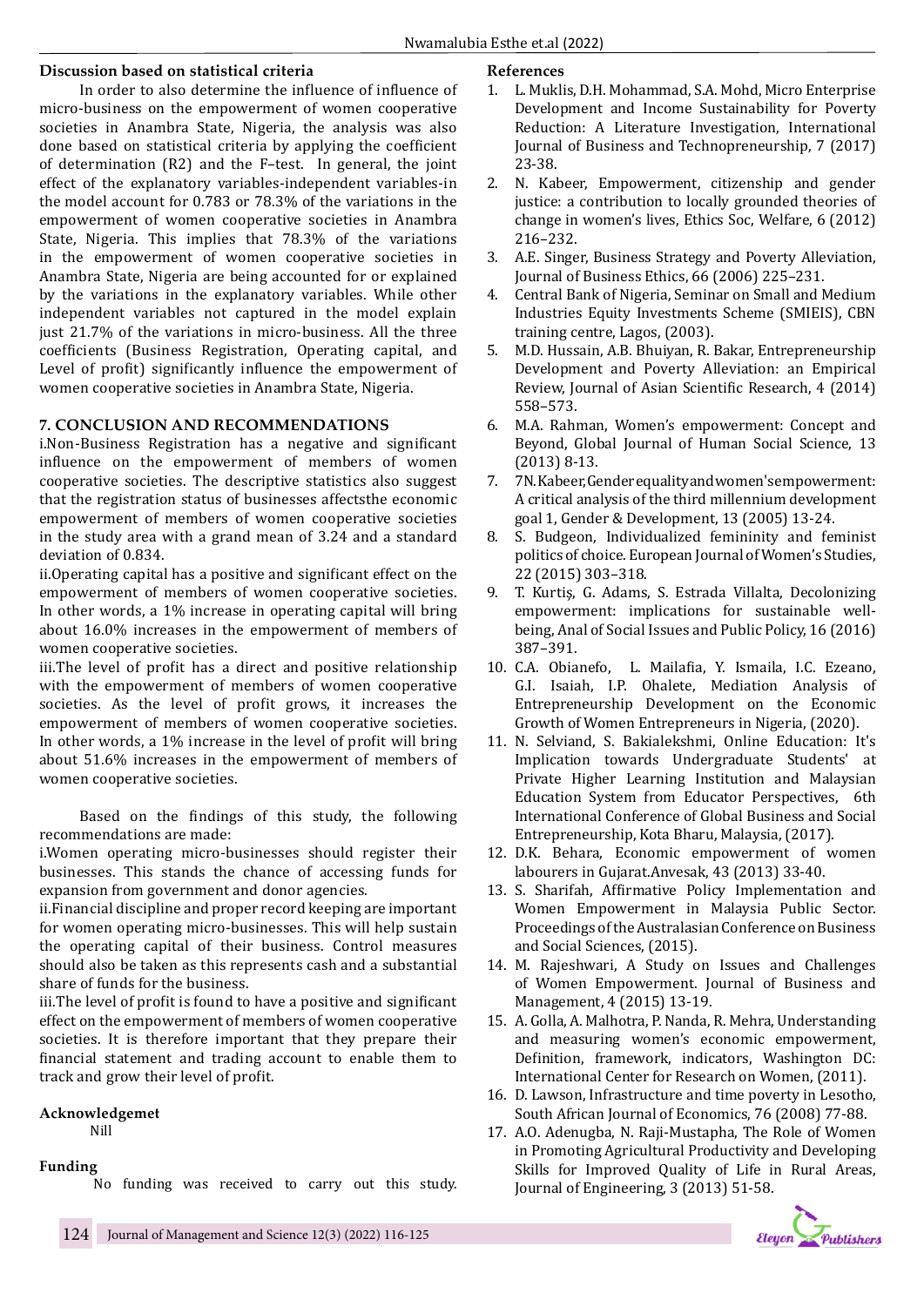**Discussion based on statistical criteria**

In order to also determine the influence of influence of micro-business on the empowerment of women cooperative societies in Anambra State, Nigeria, the analysis was also done based on statistical criteria by applying the coefficient of determination (R2) and the F–test. In general, the joint effect of the explanatory variables-independent variables-in the model account for 0.783 or 78.3% of the variations in the empowerment of women cooperative societies in Anambra State, Nigeria. This implies that 78.3% of the variations in the empowerment of women cooperative societies in Anambra State, Nigeria are being accounted for or explained by the variations in the explanatory variables. While other independent variables not captured in the model explain just 21.7% of the variations in micro-business. All the three coefficients (Business Registration, Operating capital, and Level of profit) significantly influence the empowerment of women cooperative societies in Anambra State, Nigeria.

## 7. CONCLUSION AND RECOMMENDATIONS

i.Non-Business Registration has a negative and significant influence on the empowerment of members of women cooperative societies. The descriptive statistics also suggest that the registration status of businesses affectsthe economic empowerment of members of women cooperative societies in the study area with a grand mean of 3.24 and a standard deviation of 0.834.

ii.Operating capital has a positive and significant effect on the empowerment of members of women cooperative societies. In other words, a 1% increase in operating capital will bring about 16.0% increases in the empowerment of members of women cooperative societies.

iii.The level of profit has a direct and positive relationship with the empowerment of members of women cooperative societies. As the level of profit grows, it increases the empowerment of members of women cooperative societies. In other words, a 1% increase in the level of profit will bring about 51.6% increases in the empowerment of members of women cooperative societies.

Based on the findings of this study, the following recommendations are made:

i.Women operating micro-businesses should register their businesses. This stands the chance of accessing funds for expansion from government and donor agencies.

ii.Financial discipline and proper record keeping are important for women operating micro-businesses. This will help sustain the operating capital of their business. Control measures should also be taken as this represents cash and a substantial share of funds for the business.

iii.The level of profit is found to have a positive and significant effect on the empowerment of members of women cooperative societies. It is therefore important that they prepare their financial statement and trading account to enable them to track and grow their level of profit.

**Acknowledgemet**

Nill

**Funding**

No funding was received to carry out this study.

**References**

1. L. Muklis, D.H. Mohammad, S.A. Mohd, Micro Enterprise Development and Income Sustainability for Poverty Reduction: A Literature Investigation, International Journal of Business and Technopreneurship, 7 (2017) 23-38.
2. N. Kabeer, Empowerment, citizenship and gender justice: a contribution to locally grounded theories of change in women's lives, Ethics Soc, Welfare, 6 (2012) 216–232.
3. A.E. Singer, Business Strategy and Poverty Alleviation, Journal of Business Ethics, 66 (2006) 225–231.
4. Central Bank of Nigeria, Seminar on Small and Medium Industries Equity Investments Scheme (SMIEIS), CBN training centre, Lagos, (2003).
5. M.D. Hussain, A.B. Bhuiyan, R. Bakar, Entrepreneurship Development and Poverty Alleviation: an Empirical Review, Journal of Asian Scientific Research, 4 (2014) 558–573.
6. M.A. Rahman, Women's empowerment: Concept and Beyond, Global Journal of Human Social Science, 13 (2013) 8-13.
7. 7N.Kabeer,Genderequalityandwomen'sempowerment: A critical analysis of the third millennium development goal 1, Gender & Development, 13 (2005) 13-24.
8. S. Budgeon, Individualized femininity and feminist politics of choice. European Journal of Women's Studies, 22 (2015) 303–318.
9. T. Kurtiş, G. Adams, S. Estrada Villalta, Decolonizing empowerment: implications for sustainable well-being, Anal of Social Issues and Public Policy, 16 (2016) 387–391.
10. C.A. Obianefo, L. Mailafia, Y. Ismaila, I.C. Ezeano, G.I. Isaiah, I.P. Ohalete, Mediation Analysis of Entrepreneurship Development on the Economic Growth of Women Entrepreneurs in Nigeria, (2020).
11. N. Selviand, S. Bakialekshmi, Online Education: It's Implication towards Undergraduate Students' at Private Higher Learning Institution and Malaysian Education System from Educator Perspectives, 6th International Conference of Global Business and Social Entrepreneurship, Kota Bharu, Malaysia, (2017).
12. D.K. Behara, Economic empowerment of women labourers in Gujarat.Anvesak, 43 (2013) 33-40.
13. S. Sharifah, Affirmative Policy Implementation and Women Empowerment in Malaysia Public Sector. Proceedings of the Australasian Conference on Business and Social Sciences, (2015).
14. M. Rajeshwari, A Study on Issues and Challenges of Women Empowerment. Journal of Business and Management, 4 (2015) 13-19.
15. A. Golla, A. Malhotra, P. Nanda, R. Mehra, Understanding and measuring women's economic empowerment, Definition, framework, indicators, Washington DC: International Center for Research on Women, (2011).
16. D. Lawson, Infrastructure and time poverty in Lesotho, South African Journal of Economics, 76 (2008) 77-88.
17. A.O. Adenugba, N. Raji-Mustapha, The Role of Women in Promoting Agricultural Productivity and Developing Skills for Improved Quality of Life in Rural Areas, Journal of Engineering, 3 (2013) 51-58.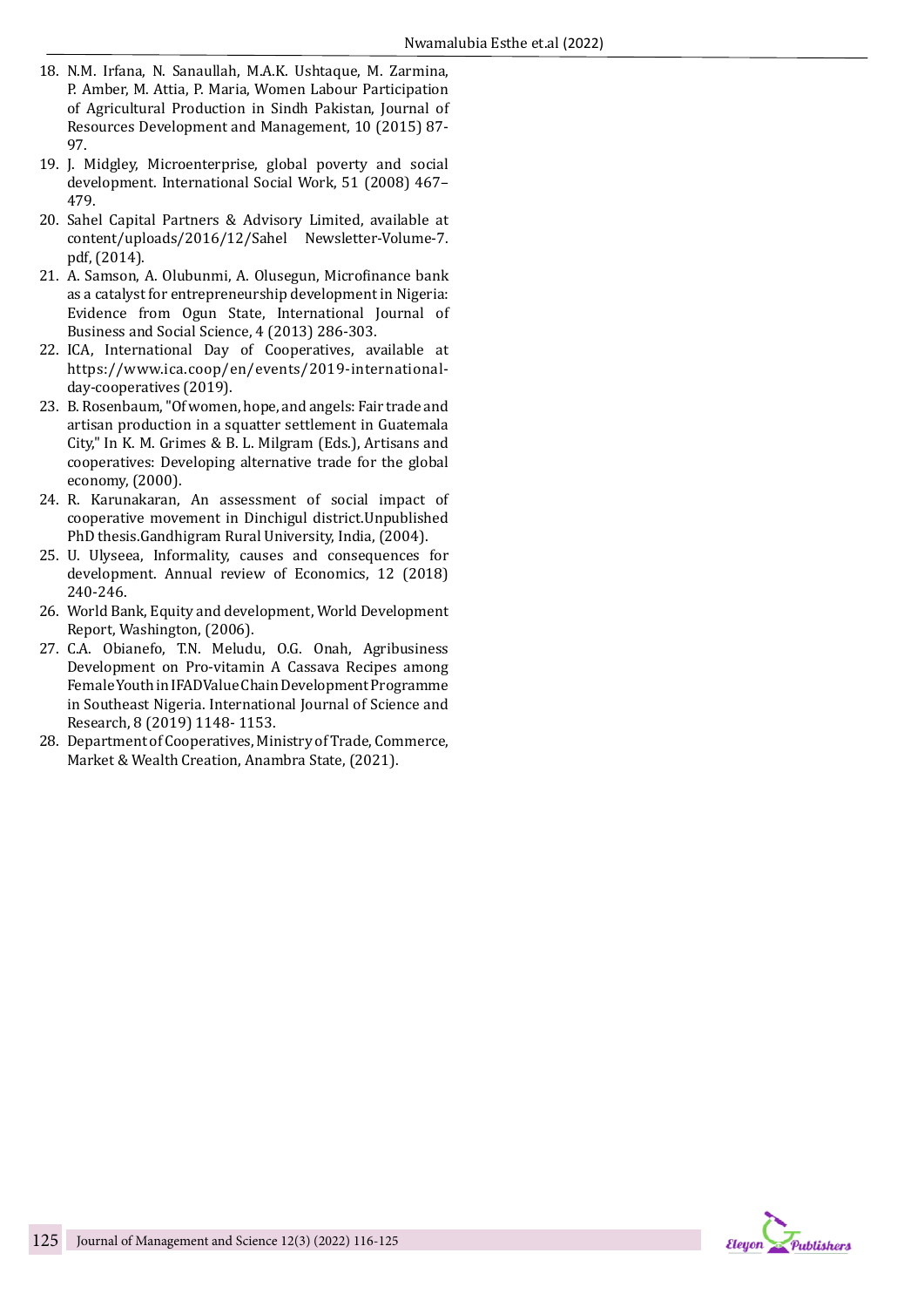18. N.M. Irfana, N. Sanaullah, M.A.K. Ushtaque, M. Zarmina, P. Amber, M. Attia, P. Maria, Women Labour Participation of Agricultural Production in Sindh Pakistan, Journal of Resources Development and Management, 10 (2015) 87-97.
19. J. Midgley, Microenterprise, global poverty and social development. International Social Work, 51 (2008) 467–479.
20. Sahel Capital Partners & Advisory Limited, available at content/uploads/2016/12/Sahel Newsletter-Volume-7.pdf, (2014).
21. A. Samson, A. Olubunmi, A. Olusegun, Microfinance bank as a catalyst for entrepreneurship development in Nigeria: Evidence from Ogun State, International Journal of Business and Social Science, 4 (2013) 286-303.
22. ICA, International Day of Cooperatives, available at https://www.ica.coop/en/events/2019-international-day-cooperatives (2019).
23. B. Rosenbaum, "Of women, hope, and angels: Fair trade and artisan production in a squatter settlement in Guatemala City," In K. M. Grimes & B. L. Milgram (Eds.), Artisans and cooperatives: Developing alternative trade for the global economy, (2000).
24. R. Karunakaran, An assessment of social impact of cooperative movement in Dinchigul district.Unpublished PhD thesis.Gandhigram Rural University, India, (2004).
25. U. Ulyseea, Informality, causes and consequences for development. Annual review of Economics, 12 (2018) 240-246.
26. World Bank, Equity and development, World Development Report, Washington, (2006).
27. C.A. Obianefo, T.N. Meludu, O.G. Onah, Agribusiness Development on Pro-vitamin A Cassava Recipes among Female Youth in IFAD Value Chain Development Programme in Southeast Nigeria. International Journal of Science and Research, 8 (2019) 1148- 1153.
28. Department of Cooperatives, Ministry of Trade, Commerce, Market & Wealth Creation, Anambra State, (2021).